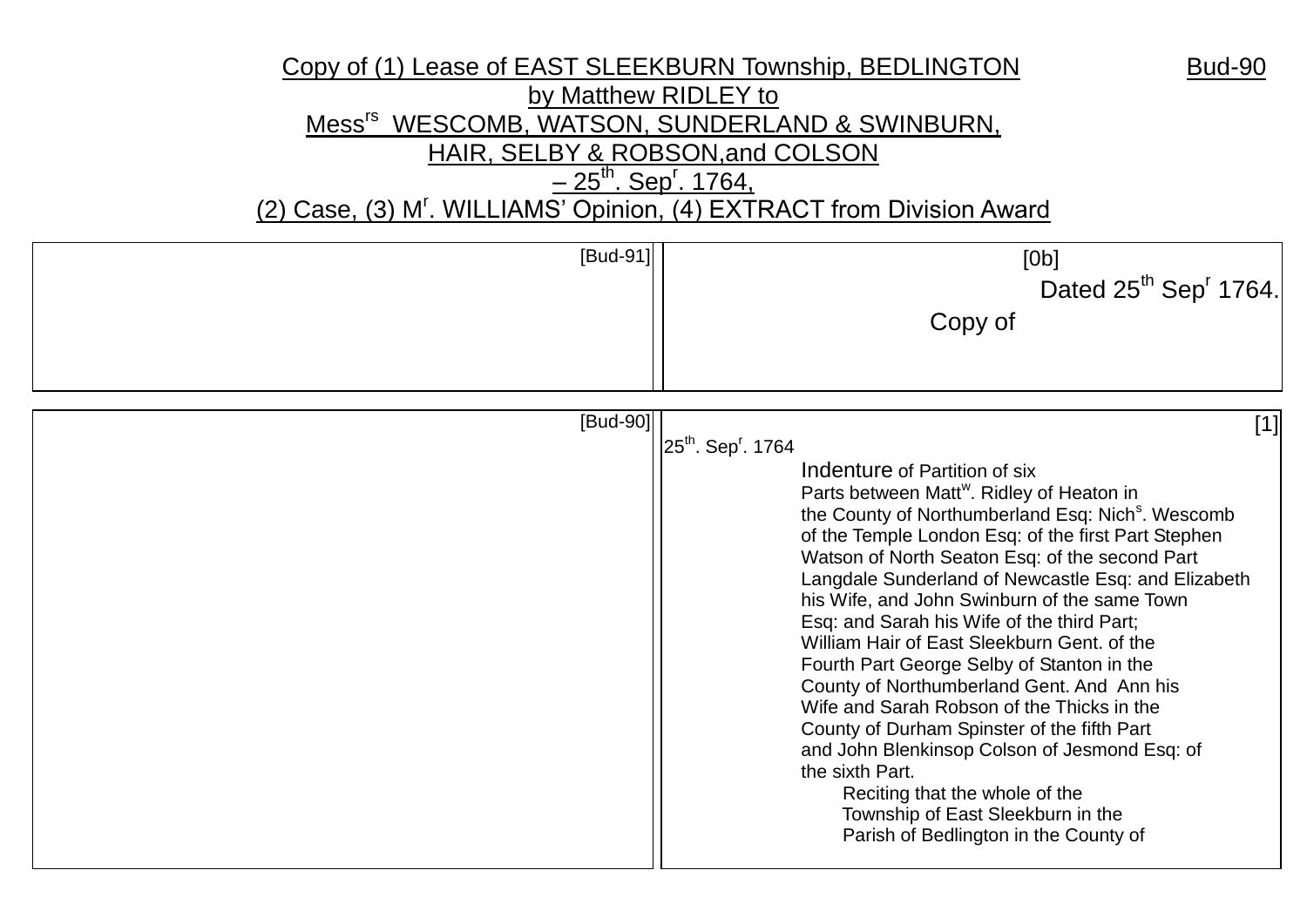# Copy of (1) Lease of EAST SLEEKBURN Township, BEDLINGTON by Matthew RIDLEY to Mess^rs^ WESCOMB, WATSON, SUNDERLAND & SWINBURN, HAIR, SELBY & ROBSON,and COLSON – 25th. Sep^r^. 1764, (2) Case, (3) M^r^. WILLIAMS' Opinion, (4) EXTRACT from Division Award

Bud-90

[Bud-91]

[0b]

Dated 25th Sepr 1764.

Copy of

[Bud-90]

[1]

25th. Sepr. 1764

Indenture of Partition of six Parts between Mattw. Ridley of Heaton in the County of Northumberland Esq: Nichs. Wescomb of the Temple London Esq: of the first Part Stephen Watson of North Seaton Esq: of the second Part Langdale Sunderland of Newcastle Esq: and Elizabeth his Wife, and John Swinburn of the same Town Esq: and Sarah his Wife of the third Part; William Hair of East Sleekburn Gent. of the Fourth Part George Selby of Stanton in the County of Northumberland Gent. And Ann his Wife and Sarah Robson of the Thicks in the County of Durham Spinster of the fifth Part and John Blenkinsop Colson of Jesmond Esq: of the sixth Part.

Reciting that the whole of the Township of East Sleekburn in the Parish of Bedlington in the County of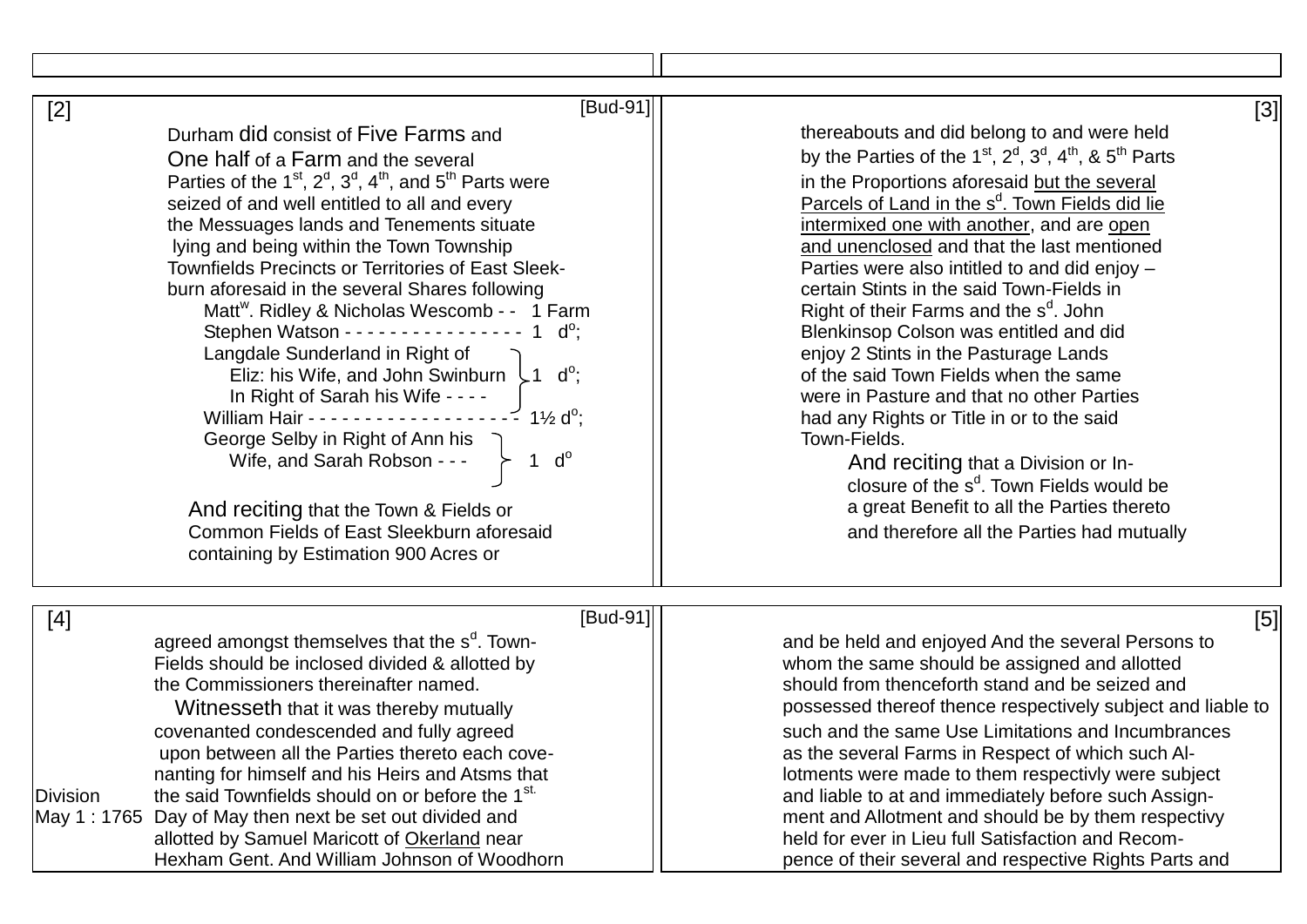[2] [Bud-91]

Durham did consist of Five Farms and One half of a Farm and the several Parties of the 1st, 2d, 3d, 4th, and 5th Parts were seized of and well entitled to all and every the Messuages lands and Tenements situate lying and being within the Town Township Townfields Precincts or Territories of East Sleek-burn aforesaid in the several Shares following

| | |
|---|---|
| Mattw. Ridley & Nicholas Wescomb - - | 1 Farm |
| Stephen Watson - - - - - - - - - - - - - - - - | 1 do; |
| Langdale Sunderland in Right of Eliz: his Wife, and John Swinburn In Right of Sarah his Wife - - - - | 1 do; |
| William Hair - - - - - - - - - - - - - - - - - - | 1½ do; |
| George Selby in Right of Ann his Wife, and Sarah Robson - - - | 1 do |

And reciting that the Town & Fields or Common Fields of East Sleekburn aforesaid containing by Estimation 900 Acres or

[3]

thereabouts and did belong to and were held by the Parties of the 1st, 2d, 3d, 4th, & 5th Parts in the Proportions aforesaid <u>but the several Parcels of Land in the sd. Town Fields did lie intermixed one with another</u>, and are <u>open and unenclosed</u> and that the last mentioned Parties were also intitled to and did enjoy – certain Stints in the said Town-Fields in Right of their Farms and the sd. John Blenkinsop Colson was entitled and did enjoy 2 Stints in the Pasturage Lands of the said Town Fields when the same were in Pasture and that no other Parties had any Rights or Title in or to the said Town-Fields.

And reciting that a Division or In-closure of the sd. Town Fields would be a great Benefit to all the Parties thereto and therefore all the Parties had mutually

[4] [Bud-91]

agreed amongst themselves that the sd. Town-Fields should be inclosed divided & allotted by the Commissioners thereinafter named.

Witnesseth that it was thereby mutually covenanted condescended and fully agreed upon between all the Parties thereto each cove-nanting for himself and his Heirs and Atsms that the said Townfields should on or before the 1st. Day of May then next be set out divided and allotted by Samuel Maricott of <u>Okerland</u> near Hexham Gent. And William Johnson of Woodhorn

*Division May 1 : 1765*

[5]

and be held and enjoyed And the several Persons to whom the same should be assigned and allotted should from thenceforth stand and be seized and possessed thereof thence respectively subject and liable to such and the same Use Limitations and Incumbrances as the several Farms in Respect of which such Al-lotments were made to them respectivly were subject and liable to at and immediately before such Assign-ment and Allotment and should be by them respectivy held for ever in Lieu full Satisfaction and Recom-pence of their several and respective Rights Parts and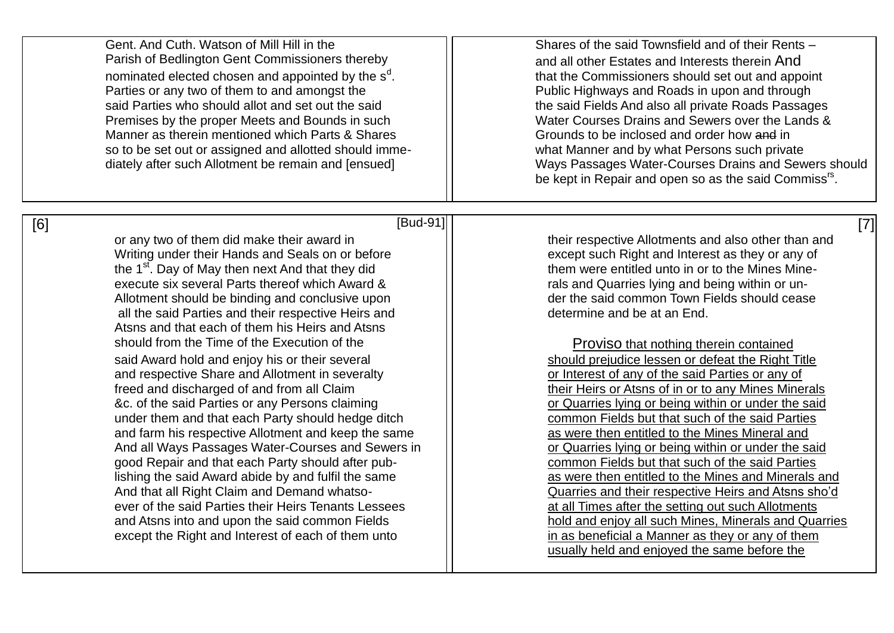Gent. And Cuth. Watson of Mill Hill in the
Parish of Bedlington Gent Commissioners thereby
nominated elected chosen and appointed by the s$^{d}$.
Parties or any two of them to and amongst the
said Parties who should allot and set out the said
Premises by the proper Meets and Bounds in such
Manner as therein mentioned which Parts & Shares
so to be set out or assigned and allotted should imme-
diately after such Allotment be remain and [ensued]

Shares of the said Townsfield and of their Rents –
and all other Estates and Interests therein And
that the Commissioners should set out and appoint
Public Highways and Roads in upon and through
the said Fields And also all private Roads Passages
Water Courses Drains and Sewers over the Lands &
Grounds to be inclosed and order how ~~and~~ in
what Manner and by what Persons such private
Ways Passages Water-Courses Drains and Sewers should
be kept in Repair and open so as the said Commiss$^{rs}$.

[6] [Bud-91]

or any two of them did make their award in
Writing under their Hands and Seals on or before
the 1$^{st}$. Day of May then next And that they did
execute six several Parts thereof which Award &
Allotment should be binding and conclusive upon
all the said Parties and their respective Heirs and
Atsns and that each of them his Heirs and Atsns
should from the Time of the Execution of the
said Award hold and enjoy his or their several
and respective Share and Allotment in severalty
freed and discharged of and from all Claim
&c. of the said Parties or any Persons claiming
under them and that each Party should hedge ditch
and farm his respective Allotment and keep the same
And all Ways Passages Water-Courses and Sewers in
good Repair and that each Party should after pub-
lishing the said Award abide by and fulfil the same
And that all Right Claim and Demand whatso-
ever of the said Parties their Heirs Tenants Lessees
and Atsns into and upon the said common Fields
except the Right and Interest of each of them unto

[7]

their respective Allotments and also other than and
except such Right and Interest as they or any of
them were entitled unto in or to the Mines Mine-
rals and Quarries lying and being within or un-
der the said common Town Fields should cease
determine and be at an End.

Proviso <u>that nothing therein contained
should prejudice lessen or defeat the Right Title
or Interest of any of the said Parties or any of
their Heirs or Atsns of in or to any Mines Minerals
or Quarries lying or being within or under the said
common Fields but that such of the said Parties
as were then entitled to the Mines Mineral and
or Quarries lying or being within or under the said
common Fields but that such of the said Parties
as were then entitled to the Mines and Minerals and
Quarries and their respective Heirs and Atsns sho'd
at all Times after the setting out such Allotments
hold and enjoy all such Mines, Minerals and Quarries
in as beneficial a Manner as they or any of them
usually held and enjoyed the same before the</u>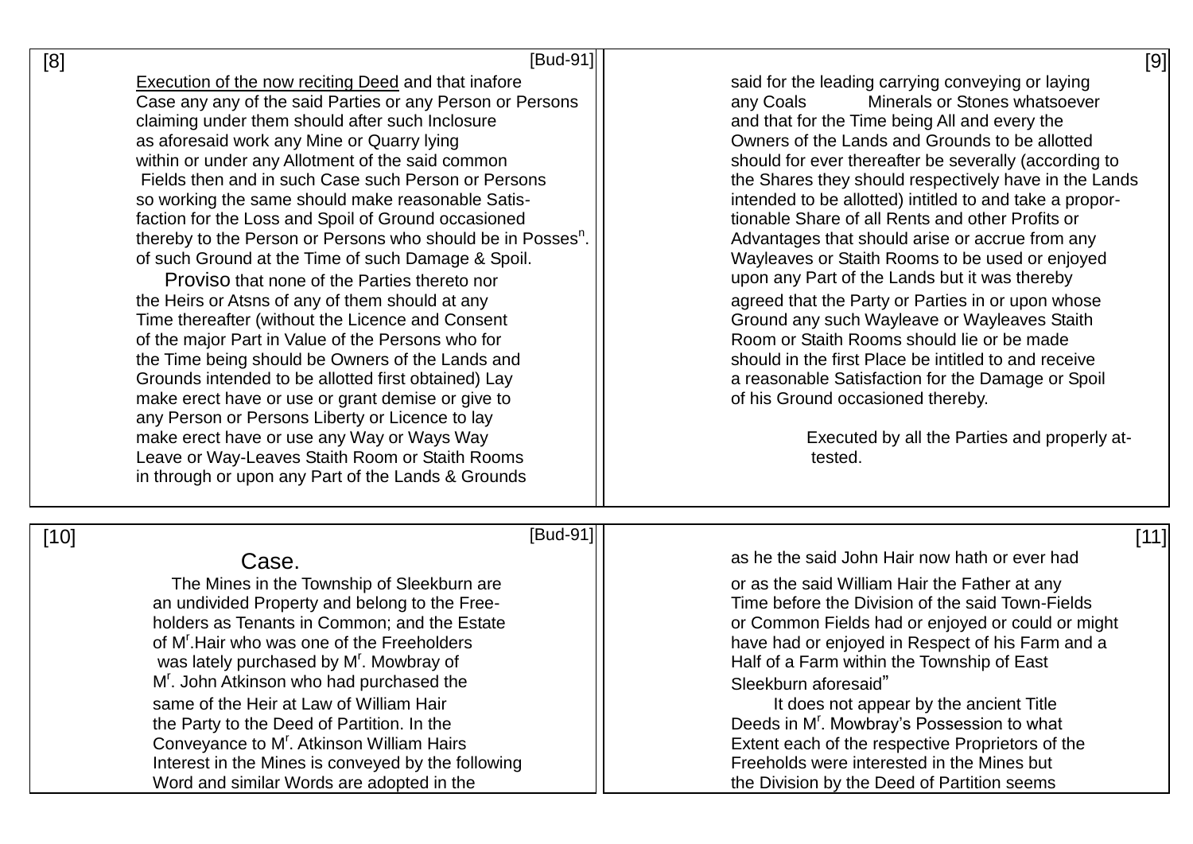[8]

Execution of the now reciting Deed and that inafore Case any any of the said Parties or any Person or Persons claiming under them should after such Inclosure as aforesaid work any Mine or Quarry lying within or under any Allotment of the said common Fields then and in such Case such Person or Persons so working the same should make reasonable Satisfaction for the Loss and Spoil of Ground occasioned thereby to the Person or Persons who should be in Possesn. of such Ground at the Time of such Damage & Spoil.

Proviso that none of the Parties thereto nor the Heirs or Atsns of any of them should at any Time thereafter (without the Licence and Consent of the major Part in Value of the Persons who for the Time being should be Owners of the Lands and Grounds intended to be allotted first obtained) Lay make erect have or use or grant demise or give to any Person or Persons Liberty or Licence to lay make erect have or use any Way or Ways Way Leave or Way-Leaves Staith Room or Staith Rooms in through or upon any Part of the Lands & Grounds

[9]

said for the leading carrying conveying or laying any Coals Minerals or Stones whatsoever and that for the Time being All and every the Owners of the Lands and Grounds to be allotted should for ever thereafter be severally (according to the Shares they should respectively have in the Lands intended to be allotted) intitled to and take a proportionable Share of all Rents and other Profits or Advantages that should arise or accrue from any Wayleaves or Staith Rooms to be used or enjoyed upon any Part of the Lands but it was thereby agreed that the Party or Parties in or upon whose Ground any such Wayleave or Wayleaves Staith Room or Staith Rooms should lie or be made should in the first Place be intitled to and receive a reasonable Satisfaction for the Damage or Spoil of his Ground occasioned thereby.

Executed by all the Parties and properly attested.

[10]

## Case.

The Mines in the Township of Sleekburn are an undivided Property and belong to the Freeholders as Tenants in Common; and the Estate of Mr.Hair who was one of the Freeholders was lately purchased by Mr. Mowbray of Mr. John Atkinson who had purchased the same of the Heir at Law of William Hair the Party to the Deed of Partition. In the Conveyance to Mr. Atkinson William Hairs Interest in the Mines is conveyed by the following Word and similar Words are adopted in the

[11]

as he the said John Hair now hath or ever had or as the said William Hair the Father at any Time before the Division of the said Town-Fields or Common Fields had or enjoyed or could or might have had or enjoyed in Respect of his Farm and a Half of a Farm within the Township of East Sleekburn aforesaid"

It does not appear by the ancient Title Deeds in Mr. Mowbray's Possession to what Extent each of the respective Proprietors of the Freeholds were interested in the Mines but the Division by the Deed of Partition seems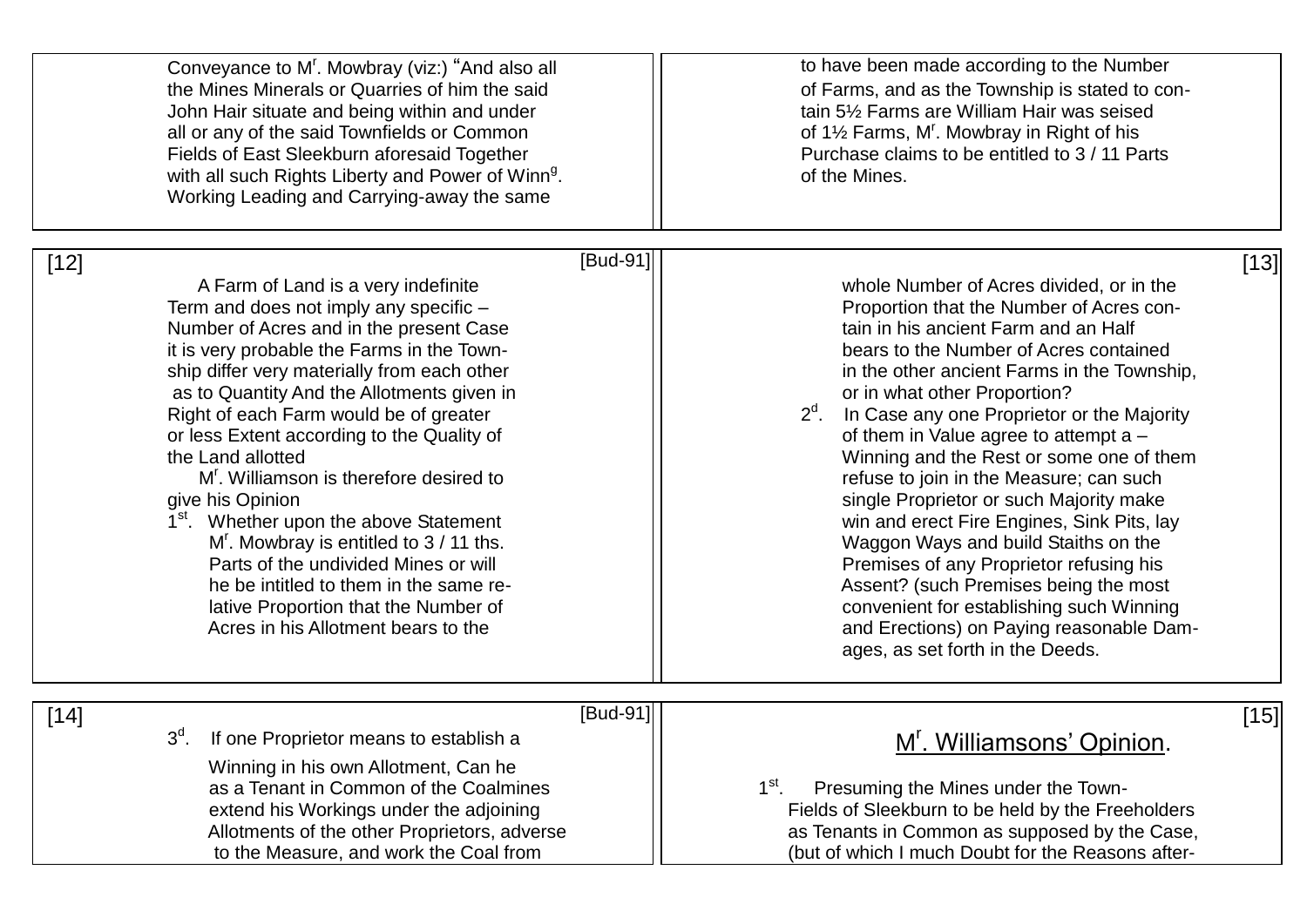Conveyance to M[r]. Mowbray (viz:) "And also all the Mines Minerals or Quarries of him the said John Hair situate and being within and under all or any of the said Townfields or Common Fields of East Sleekburn aforesaid Together with all such Rights Liberty and Power of Winn[g]. Working Leading and Carrying-away the same

to have been made according to the Number of Farms, and as the Township is stated to contain 5½ Farms are William Hair was seised of 1½ Farms, M[r]. Mowbray in Right of his Purchase claims to be entitled to 3 / 11 Parts of the Mines.

[12] [Bud-91]

A Farm of Land is a very indefinite Term and does not imply any specific – Number of Acres and in the present Case it is very probable the Farms in the Township differ very materially from each other as to Quantity And the Allotments given in Right of each Farm would be of greater or less Extent according to the Quality of the Land allotted

M[r]. Williamson is therefore desired to give his Opinion

1[st]. Whether upon the above Statement M[r]. Mowbray is entitled to 3 / 11 ths. Parts of the undivided Mines or will he be intitled to them in the same relative Proportion that the Number of Acres in his Allotment bears to the

[13]

whole Number of Acres divided, or in the Proportion that the Number of Acres contain in his ancient Farm and an Half bears to the Number of Acres contained in the other ancient Farms in the Township, or in what other Proportion?

2[d]. In Case any one Proprietor or the Majority of them in Value agree to attempt a – Winning and the Rest or some one of them refuse to join in the Measure; can such single Proprietor or such Majority make win and erect Fire Engines, Sink Pits, lay Waggon Ways and build Staiths on the Premises of any Proprietor refusing his Assent? (such Premises being the most convenient for establishing such Winning and Erections) on Paying reasonable Damages, as set forth in the Deeds.

[14] [Bud-91]

3[d]. If one Proprietor means to establish a Winning in his own Allotment, Can he as a Tenant in Common of the Coalmines extend his Workings under the adjoining Allotments of the other Proprietors, adverse to the Measure, and work the Coal from

[15]

## M[r]. Williamsons' Opinion.

1[st]. Presuming the Mines under the Town-Fields of Sleekburn to be held by the Freeholders as Tenants in Common as supposed by the Case, (but of which I much Doubt for the Reasons after-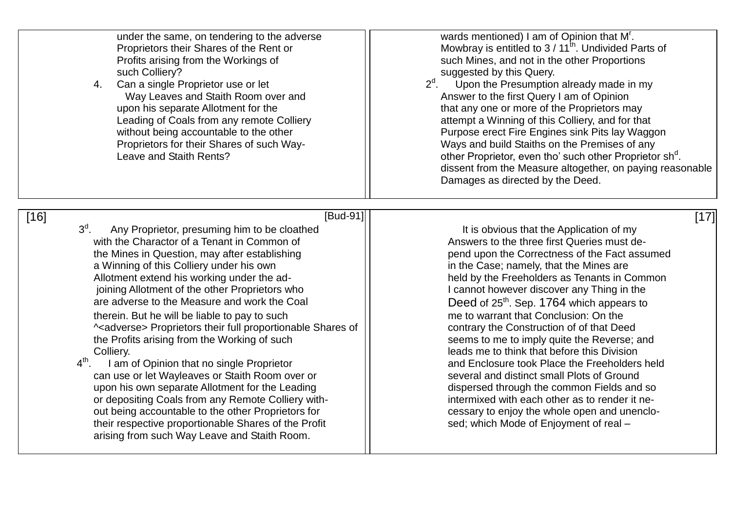under the same, on tendering to the adverse Proprietors their Shares of the Rent or Profits arising from the Workings of such Colliery?

4. Can a single Proprietor use or let Way Leaves and Staith Room over and upon his separate Allotment for the Leading of Coals from any remote Colliery without being accountable to the other Proprietors for their Shares of such Way-Leave and Staith Rents?

wards mentioned) I am of Opinion that M[r]. Mowbray is entitled to 3 / 11[th]. Undivided Parts of such Mines, and not in the other Proportions suggested by this Query.

2[d]. Upon the Presumption already made in my Answer to the first Query I am of Opinion that any one or more of the Proprietors may attempt a Winning of this Colliery, and for that Purpose erect Fire Engines sink Pits lay Waggon Ways and build Staiths on the Premises of any other Proprietor, even tho' such other Proprietor sh[d]. dissent from the Measure altogether, on paying reasonable Damages as directed by the Deed.

[16] [Bud-91]

3[d]. Any Proprietor, presuming him to be cloathed with the Charactor of a Tenant in Common of the Mines in Question, may after establishing a Winning of this Colliery under his own Allotment extend his working under the adjoining Allotment of the other Proprietors who are adverse to the Measure and work the Coal therein. But he will be liable to pay to such ^<adverse> Proprietors their full proportionable Shares of the Profits arising from the Working of such Colliery.

4[th]. I am of Opinion that no single Proprietor can use or let Wayleaves or Staith Room over or upon his own separate Allotment for the Leading or depositing Coals from any Remote Colliery without being accountable to the other Proprietors for their respective proportionable Shares of the Profit arising from such Way Leave and Staith Room.

[17]

It is obvious that the Application of my Answers to the three first Queries must depend upon the Correctness of the Fact assumed in the Case; namely, that the Mines are held by the Freeholders as Tenants in Common I cannot however discover any Thing in the Deed of 25[th]. Sep. 1764 which appears to me to warrant that Conclusion: On the contrary the Construction of of that Deed seems to me to imply quite the Reverse; and leads me to think that before this Division and Enclosure took Place the Freeholders held several and distinct small Plots of Ground dispersed through the common Fields and so intermixed with each other as to render it necessary to enjoy the whole open and unenclosed; which Mode of Enjoyment of real –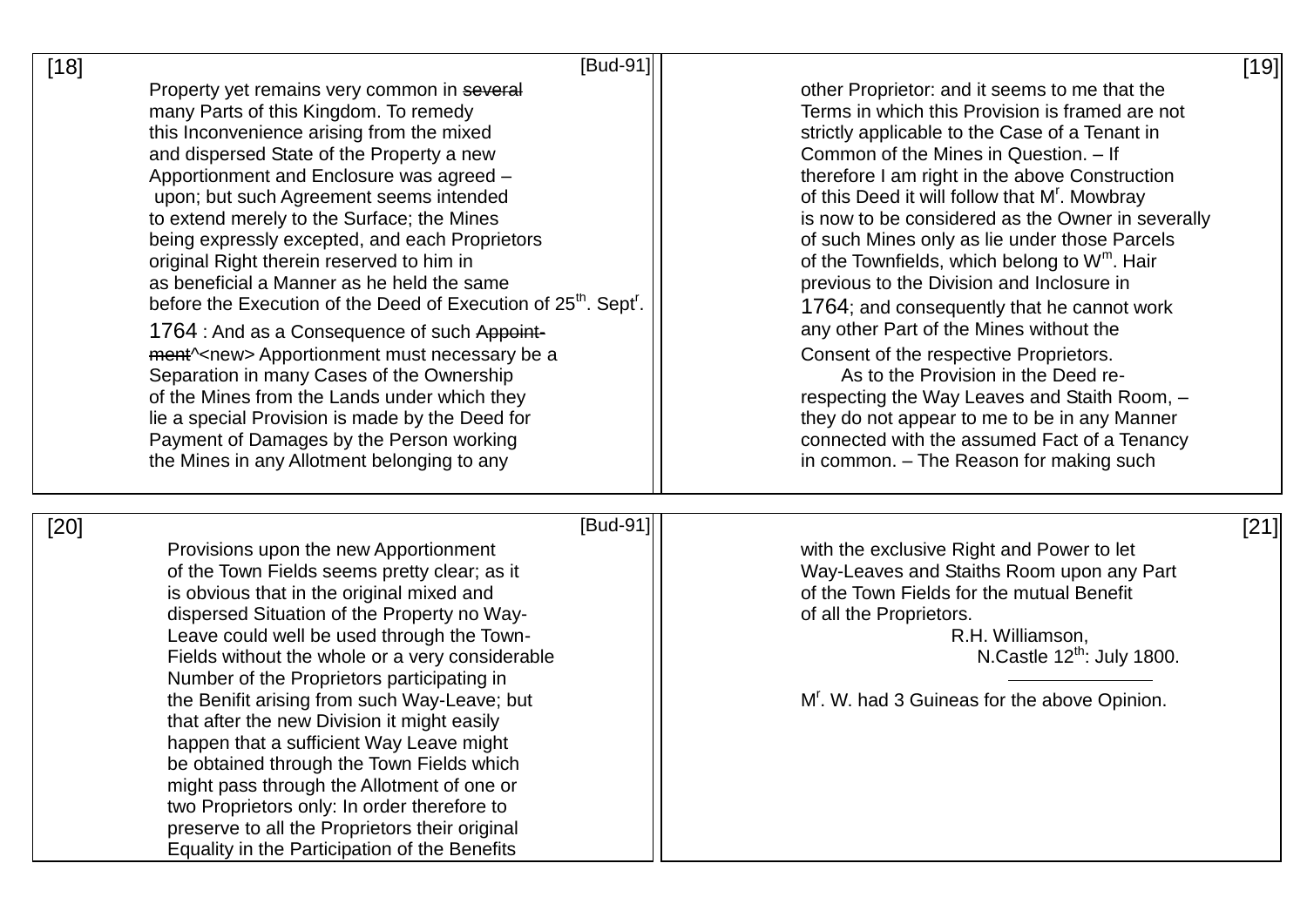[18] [Bud-91]

Property yet remains very common in ~~several~~ many Parts of this Kingdom. To remedy this Inconvenience arising from the mixed and dispersed State of the Property a new Apportionment and Enclosure was agreed – upon; but such Agreement seems intended to extend merely to the Surface; the Mines being expressly excepted, and each Proprietors original Right therein reserved to him in as beneficial a Manner as he held the same before the Execution of the Deed of Execution of 25th. Septr. 1764 : And as a Consequence of such ~~Appoint-ment~~^<new> Apportionment must necessary be a Separation in many Cases of the Ownership of the Mines from the Lands under which they lie a special Provision is made by the Deed for Payment of Damages by the Person working the Mines in any Allotment belonging to any

[19]

other Proprietor: and it seems to me that the Terms in which this Provision is framed are not strictly applicable to the Case of a Tenant in Common of the Mines in Question. – If therefore I am right in the above Construction of this Deed it will follow that Mr. Mowbray is now to be considered as the Owner in severally of such Mines only as lie under those Parcels of the Townfields, which belong to Wm. Hair previous to the Division and Inclosure in 1764; and consequently that he cannot work any other Part of the Mines without the Consent of the respective Proprietors.

As to the Provision in the Deed re-respecting the Way Leaves and Staith Room, – they do not appear to me to be in any Manner connected with the assumed Fact of a Tenancy in common. – The Reason for making such

[20] [Bud-91]

Provisions upon the new Apportionment of the Town Fields seems pretty clear; as it is obvious that in the original mixed and dispersed Situation of the Property no Way-Leave could well be used through the Town-Fields without the whole or a very considerable Number of the Proprietors participating in the Benifit arising from such Way-Leave; but that after the new Division it might easily happen that a sufficient Way Leave might be obtained through the Town Fields which might pass through the Allotment of one or two Proprietors only: In order therefore to preserve to all the Proprietors their original Equality in the Participation of the Benefits

[21]

with the exclusive Right and Power to let Way-Leaves and Staiths Room upon any Part of the Town Fields for the mutual Benefit of all the Proprietors.

R.H. Williamson,
N.Castle 12th: July 1800.

---

Mr. W. had 3 Guineas for the above Opinion.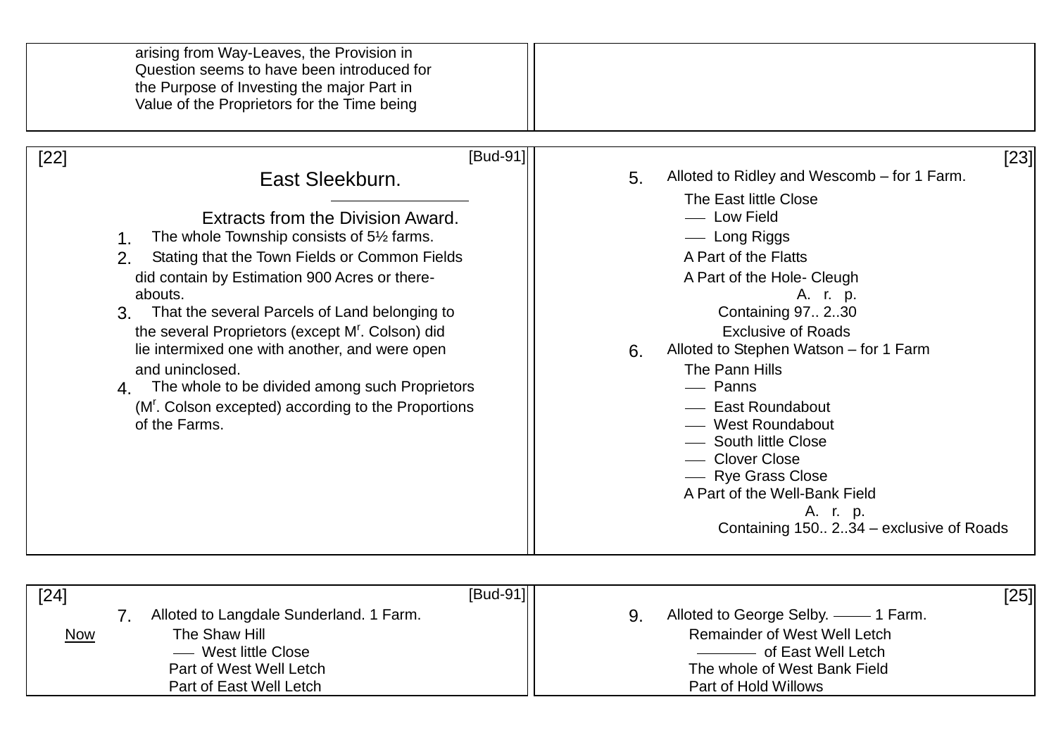arising from Way-Leaves, the Provision in Question seems to have been introduced for the Purpose of Investing the major Part in Value of the Proprietors for the Time being

[22] [Bud-91]

## East Sleekburn.

### Extracts from the Division Award.

1. The whole Township consists of 5½ farms.
2. Stating that the Town Fields or Common Fields did contain by Estimation 900 Acres or there-abouts.
3. That the several Parcels of Land belonging to the several Proprietors (except Mr. Colson) did lie intermixed one with another, and were open and uninclosed.
4. The whole to be divided among such Proprietors (Mr. Colson excepted) according to the Proportions of the Farms.

[23]

5. Alloted to Ridley and Wescomb – for 1 Farm.

   The East little Close
   — Low Field
   — Long Riggs
   A Part of the Flatts
   A Part of the Hole- Cleugh

   A. r. p.
   Containing 97.. 2..30
   Exclusive of Roads

6. Alloted to Stephen Watson – for 1 Farm

   The Pann Hills
   — Panns
   — East Roundabout
   — West Roundabout
   — South little Close
   — Clover Close
   — Rye Grass Close
   A Part of the Well-Bank Field

   A. r. p.
   Containing 150.. 2..34 – exclusive of Roads

[24] [Bud-91]

7. Alloted to Langdale Sunderland. 1 Farm.

   Now The Shaw Hill
   — West little Close
   Part of West Well Letch
   Part of East Well Letch

[25]

9. Alloted to George Selby. —— 1 Farm.

   Remainder of West Well Letch
   ———— of East Well Letch
   The whole of West Bank Field
   Part of Hold Willows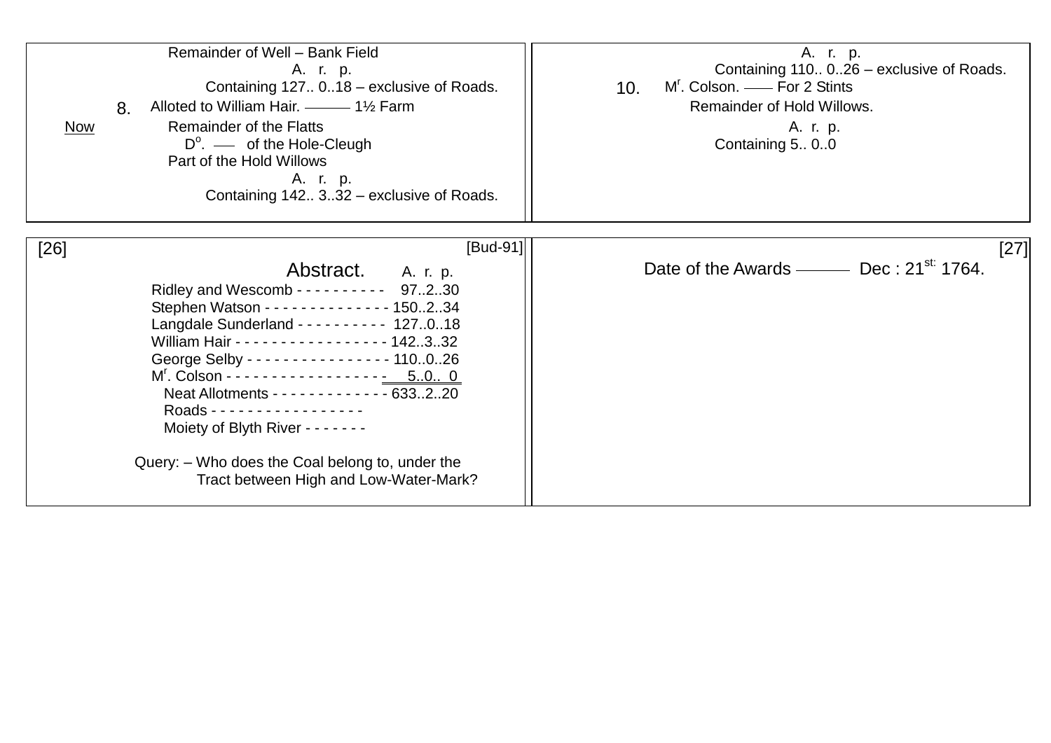Remainder of Well – Bank Field

A. r. p.

Containing 127.. 0..18 – exclusive of Roads.

8. Alloted to William Hair. ——— 1½ Farm

Now Remainder of the Flatts

D$^{o}$. —— of the Hole-Cleugh

Part of the Hold Willows

A. r. p.

Containing 142.. 3..32 – exclusive of Roads.

A. r. p.

Containing 110.. 0..26 – exclusive of Roads.

10. M$^{r}$. Colson. —— For 2 Stints

Remainder of Hold Willows.

A. r. p.

Containing 5.. 0..0

[26] [Bud-91]

## Abstract.

| | A. r. p. |
|---|---|
| Ridley and Wescomb - - - - - - - - - - | 97..2..30 |
| Stephen Watson - - - - - - - - - - - - - - | 150..2..34 |
| Langdale Sunderland - - - - - - - - - - | 127..0..18 |
| William Hair - - - - - - - - - - - - - - - - - | 142..3..32 |
| George Selby - - - - - - - - - - - - - - - - | 110..0..26 |
| M$^{r}$. Colson - - - - - - - - - - - - - - - - - | 5..0.. 0 |
| Neat Allotments - - - - - - - - - - - - - | 633..2..20 |
| Roads - - - - - - - - - - - - - - - - - | |
| Moiety of Blyth River - - - - - - - | |

Query: – Who does the Coal belong to, under the Tract between High and Low-Water-Mark?

[27]

Date of the Awards ——— Dec : 21$^{st:}$ 1764.